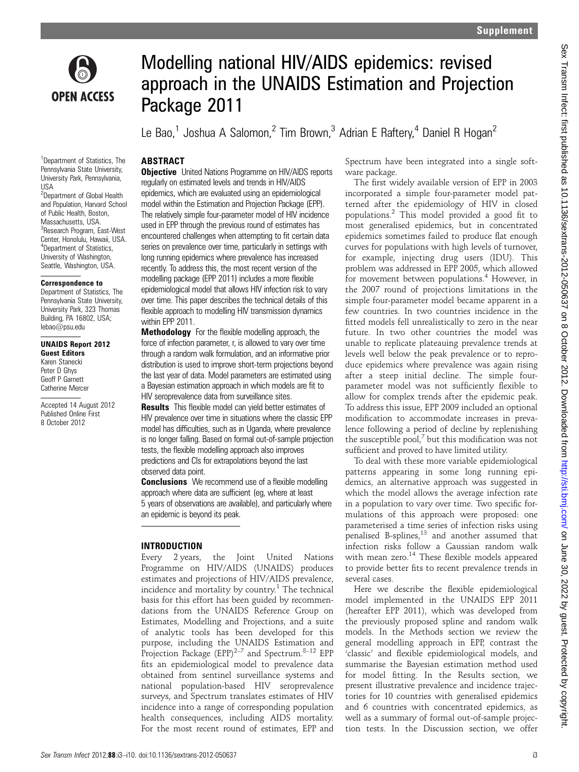# Modelling national HIV/AIDS epidemics: revised approach in the UNAIDS Estimation and Projection Package 2011

Le Bao,[1] Joshua A Salomon,[2] Tim Brown,[3] Adrian E Raftery,[4] Daniel R Hogan[2]

[1]Department of Statistics, The Pennsylvania State University, University Park, Pennsylvania, USA
[2]Department of Global Health and Population, Harvard School of Public Health, Boston, Massachusetts, USA.
[3]Research Program, East-West Center, Honolulu, Hawaii, USA.
[4]Department of Statistics, University of Washington, Seattle, Washington, USA.

**Correspondence to**
Department of Statistics, The Pennsylvania State University, University Park, 323 Thomas Building, PA 16802, USA; lebao@psu.edu

**UNAIDS Report 2012 Guest Editors**
Karen Stanecki
Peter D Ghys
Geoff P Garnett
Catherine Mercer

Accepted 14 August 2012
Published Online First 8 October 2012

## ABSTRACT

**Objective** United Nations Programme on HIV/AIDS reports regularly on estimated levels and trends in HIV/AIDS epidemics, which are evaluated using an epidemiological model within the Estimation and Projection Package (EPP). The relatively simple four-parameter model of HIV incidence used in EPP through the previous round of estimates has encountered challenges when attempting to fit certain data series on prevalence over time, particularly in settings with long running epidemics where prevalence has increased recently. To address this, the most recent version of the modelling package (EPP 2011) includes a more flexible epidemiological model that allows HIV infection risk to vary over time. This paper describes the technical details of this flexible approach to modelling HIV transmission dynamics within EPP 2011.

**Methodology** For the flexible modelling approach, the force of infection parameter, r, is allowed to vary over time through a random walk formulation, and an informative prior distribution is used to improve short-term projections beyond the last year of data. Model parameters are estimated using a Bayesian estimation approach in which models are fit to HIV seroprevalence data from surveillance sites.

**Results** This flexible model can yield better estimates of HIV prevalence over time in situations where the classic EPP model has difficulties, such as in Uganda, where prevalence is no longer falling. Based on formal out-of-sample projection tests, the flexible modelling approach also improves predictions and CIs for extrapolations beyond the last observed data point.

**Conclusions** We recommend use of a flexible modelling approach where data are sufficient (eg, where at least 5 years of observations are available), and particularly where an epidemic is beyond its peak.

## INTRODUCTION

Every 2 years, the Joint United Nations Programme on HIV/AIDS (UNAIDS) produces estimates and projections of HIV/AIDS prevalence, incidence and mortality by country.[1] The technical basis for this effort has been guided by recommendations from the UNAIDS Reference Group on Estimates, Modelling and Projections, and a suite of analytic tools has been developed for this purpose, including the UNAIDS Estimation and Projection Package (EPP)[2–7] and Spectrum.[8–12] EPP fits an epidemiological model to prevalence data obtained from sentinel surveillance systems and national population-based HIV seroprevalence surveys, and Spectrum translates estimates of HIV incidence into a range of corresponding population health consequences, including AIDS mortality. For the most recent round of estimates, EPP and Spectrum have been integrated into a single software package.

The first widely available version of EPP in 2003 incorporated a simple four-parameter model patterned after the epidemiology of HIV in closed populations.[2] This model provided a good fit to most generalised epidemics, but in concentrated epidemics sometimes failed to produce flat enough curves for populations with high levels of turnover, for example, injecting drug users (IDU). This problem was addressed in EPP 2005, which allowed for movement between populations.[4] However, in the 2007 round of projections limitations in the simple four-parameter model became apparent in a few countries. In two countries incidence in the fitted models fell unrealistically to zero in the near future. In two other countries the model was unable to replicate plateauing prevalence trends at levels well below the peak prevalence or to reproduce epidemics where prevalence was again rising after a steep initial decline. The simple four-parameter model was not sufficiently flexible to allow for complex trends after the epidemic peak. To address this issue, EPP 2009 included an optional modification to accommodate increases in prevalence following a period of decline by replenishing the susceptible pool,[7] but this modification was not sufficient and proved to have limited utility.

To deal with these more variable epidemiological patterns appearing in some long running epidemics, an alternative approach was suggested in which the model allows the average infection rate in a population to vary over time. Two specific formulations of this approach were proposed: one parameterised a time series of infection risks using penalised B-splines,[13] and another assumed that infection risks follow a Gaussian random walk with mean zero.[14] These flexible models appeared to provide better fits to recent prevalence trends in several cases.

Here we describe the flexible epidemiological model implemented in the UNAIDS EPP 2011 (hereafter EPP 2011), which was developed from the previously proposed spline and random walk models. In the Methods section we review the general modelling approach in EPP, contrast the 'classic' and flexible epidemiological models, and summarise the Bayesian estimation method used for model fitting. In the Results section, we present illustrative prevalence and incidence trajectories for 10 countries with generalised epidemics and 6 countries with concentrated epidemics, as well as a summary of formal out-of-sample projection tests. In the Discussion section, we offer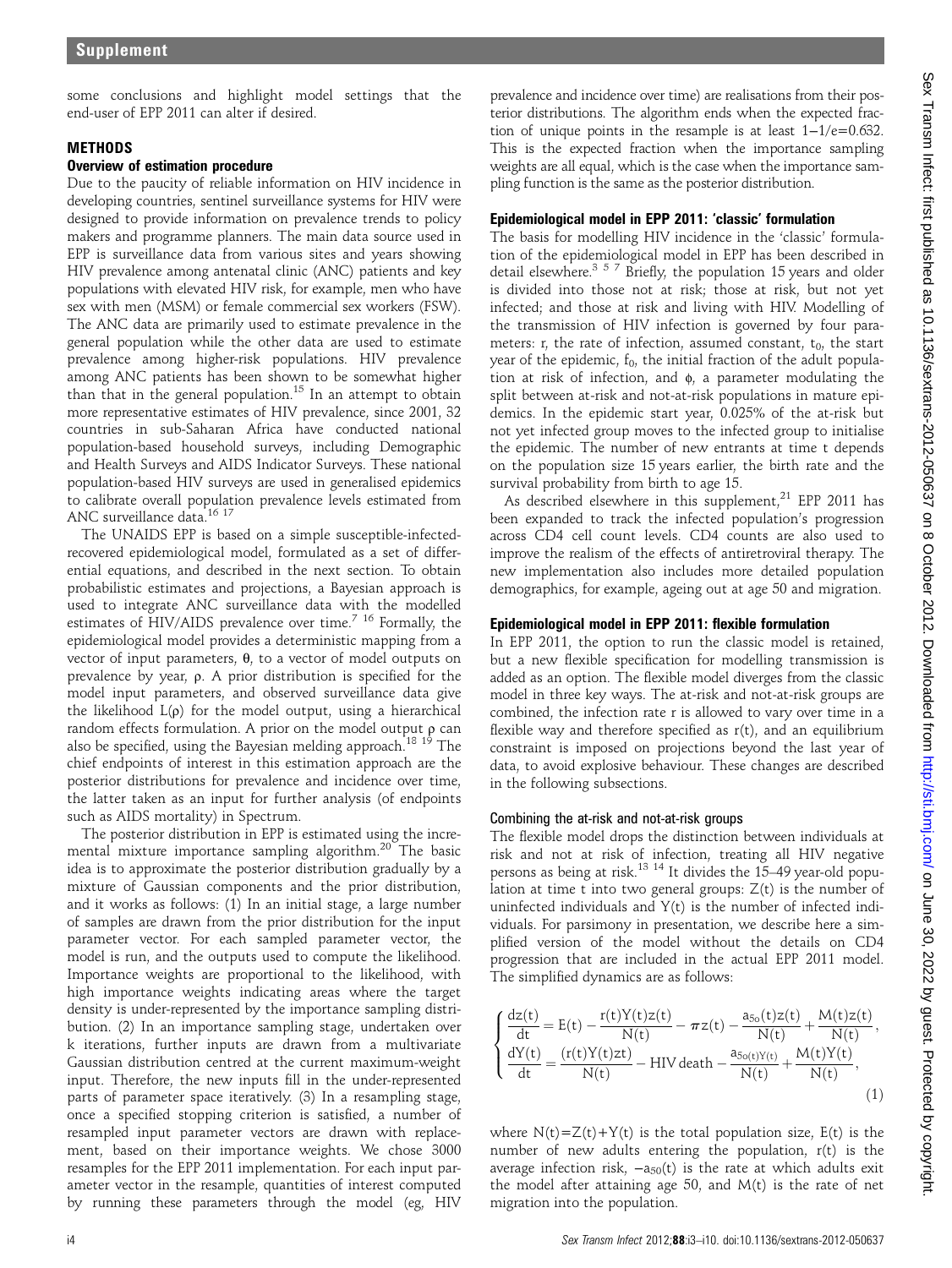some conclusions and highlight model settings that the end-user of EPP 2011 can alter if desired.

## METHODS

### Overview of estimation procedure

Due to the paucity of reliable information on HIV incidence in developing countries, sentinel surveillance systems for HIV were designed to provide information on prevalence trends to policy makers and programme planners. The main data source used in EPP is surveillance data from various sites and years showing HIV prevalence among antenatal clinic (ANC) patients and key populations with elevated HIV risk, for example, men who have sex with men (MSM) or female commercial sex workers (FSW). The ANC data are primarily used to estimate prevalence in the general population while the other data are used to estimate prevalence among higher-risk populations. HIV prevalence among ANC patients has been shown to be somewhat higher than that in the general population.[15] In an attempt to obtain more representative estimates of HIV prevalence, since 2001, 32 countries in sub-Saharan Africa have conducted national population-based household surveys, including Demographic and Health Surveys and AIDS Indicator Surveys. These national population-based HIV surveys are used in generalised epidemics to calibrate overall population prevalence levels estimated from ANC surveillance data.[16 17]

The UNAIDS EPP is based on a simple susceptible-infected-recovered epidemiological model, formulated as a set of differential equations, and described in the next section. To obtain probabilistic estimates and projections, a Bayesian approach is used to integrate ANC surveillance data with the modelled estimates of HIV/AIDS prevalence over time.[7 16] Formally, the epidemiological model provides a deterministic mapping from a vector of input parameters, θ, to a vector of model outputs on prevalence by year, ρ. A prior distribution is specified for the model input parameters, and observed surveillance data give the likelihood L(ρ) for the model output, using a hierarchical random effects formulation. A prior on the model output ρ can also be specified, using the Bayesian melding approach.[18 19] The chief endpoints of interest in this estimation approach are the posterior distributions for prevalence and incidence over time, the latter taken as an input for further analysis (of endpoints such as AIDS mortality) in Spectrum.

The posterior distribution in EPP is estimated using the incremental mixture importance sampling algorithm.[20] The basic idea is to approximate the posterior distribution gradually by a mixture of Gaussian components and the prior distribution, and it works as follows: (1) In an initial stage, a large number of samples are drawn from the prior distribution for the input parameter vector. For each sampled parameter vector, the model is run, and the outputs used to compute the likelihood. Importance weights are proportional to the likelihood, with high importance weights indicating areas where the target density is under-represented by the importance sampling distribution. (2) In an importance sampling stage, undertaken over k iterations, further inputs are drawn from a multivariate Gaussian distribution centred at the current maximum-weight input. Therefore, the new inputs fill in the under-represented parts of parameter space iteratively. (3) In a resampling stage, once a specified stopping criterion is satisfied, a number of resampled input parameter vectors are drawn with replacement, based on their importance weights. We chose 3000 resamples for the EPP 2011 implementation. For each input parameter vector in the resample, quantities of interest computed by running these parameters through the model (eg, HIV prevalence and incidence over time) are realisations from their posterior distributions. The algorithm ends when the expected fraction of unique points in the resample is at least $1-1/e=0.632$. This is the expected fraction when the importance sampling weights are all equal, which is the case when the importance sampling function is the same as the posterior distribution.

### Epidemiological model in EPP 2011: 'classic' formulation

The basis for modelling HIV incidence in the 'classic' formulation of the epidemiological model in EPP has been described in detail elsewhere.[3 5 7] Briefly, the population 15 years and older is divided into those not at risk; those at risk, but not yet infected; and those at risk and living with HIV. Modelling of the transmission of HIV infection is governed by four parameters: r, the rate of infection, assumed constant, $t_0$, the start year of the epidemic, $f_0$, the initial fraction of the adult population at risk of infection, and ϕ, a parameter modulating the split between at-risk and not-at-risk populations in mature epidemics. In the epidemic start year, 0.025% of the at-risk but not yet infected group moves to the infected group to initialise the epidemic. The number of new entrants at time t depends on the population size 15 years earlier, the birth rate and the survival probability from birth to age 15.

As described elsewhere in this supplement,[21] EPP 2011 has been expanded to track the infected population's progression across CD4 cell count levels. CD4 counts are also used to improve the realism of the effects of antiretroviral therapy. The new implementation also includes more detailed population demographics, for example, ageing out at age 50 and migration.

### Epidemiological model in EPP 2011: flexible formulation

In EPP 2011, the option to run the classic model is retained, but a new flexible specification for modelling transmission is added as an option. The flexible model diverges from the classic model in three key ways. The at-risk and not-at-risk groups are combined, the infection rate r is allowed to vary over time in a flexible way and therefore specified as r(t), and an equilibrium constraint is imposed on projections beyond the last year of data, to avoid explosive behaviour. These changes are described in the following subsections.

#### Combining the at-risk and not-at-risk groups

The flexible model drops the distinction between individuals at risk and not at risk of infection, treating all HIV negative persons as being at risk.[13 14] It divides the 15–49 year-old population at time t into two general groups: Z(t) is the number of uninfected individuals and Y(t) is the number of infected individuals. For parsimony in presentation, we describe here a simplified version of the model without the details on CD4 progression that are included in the actual EPP 2011 model. The simplified dynamics are as follows:

$$
\begin{cases}
\dfrac{dz(t)}{dt} = E(t) - \dfrac{r(t)Y(t)z(t)}{N(t)} - \pi z(t) - \dfrac{a_{50}(t)z(t)}{N(t)} + \dfrac{M(t)z(t)}{N(t)}, \\[2ex]
\dfrac{dY(t)}{dt} = \dfrac{(r(t)Y(t)zt)}{N(t)} - \text{HIV death} - \dfrac{a_{50(t)Y(t)}}{N(t)} + \dfrac{M(t)Y(t)}{N(t)},
\end{cases}
\tag{1}
$$

where $N(t)=Z(t)+Y(t)$ is the total population size, E(t) is the number of new adults entering the population, r(t) is the average infection risk, $-a_{50}(t)$ is the rate at which adults exit the model after attaining age 50, and M(t) is the rate of net migration into the population.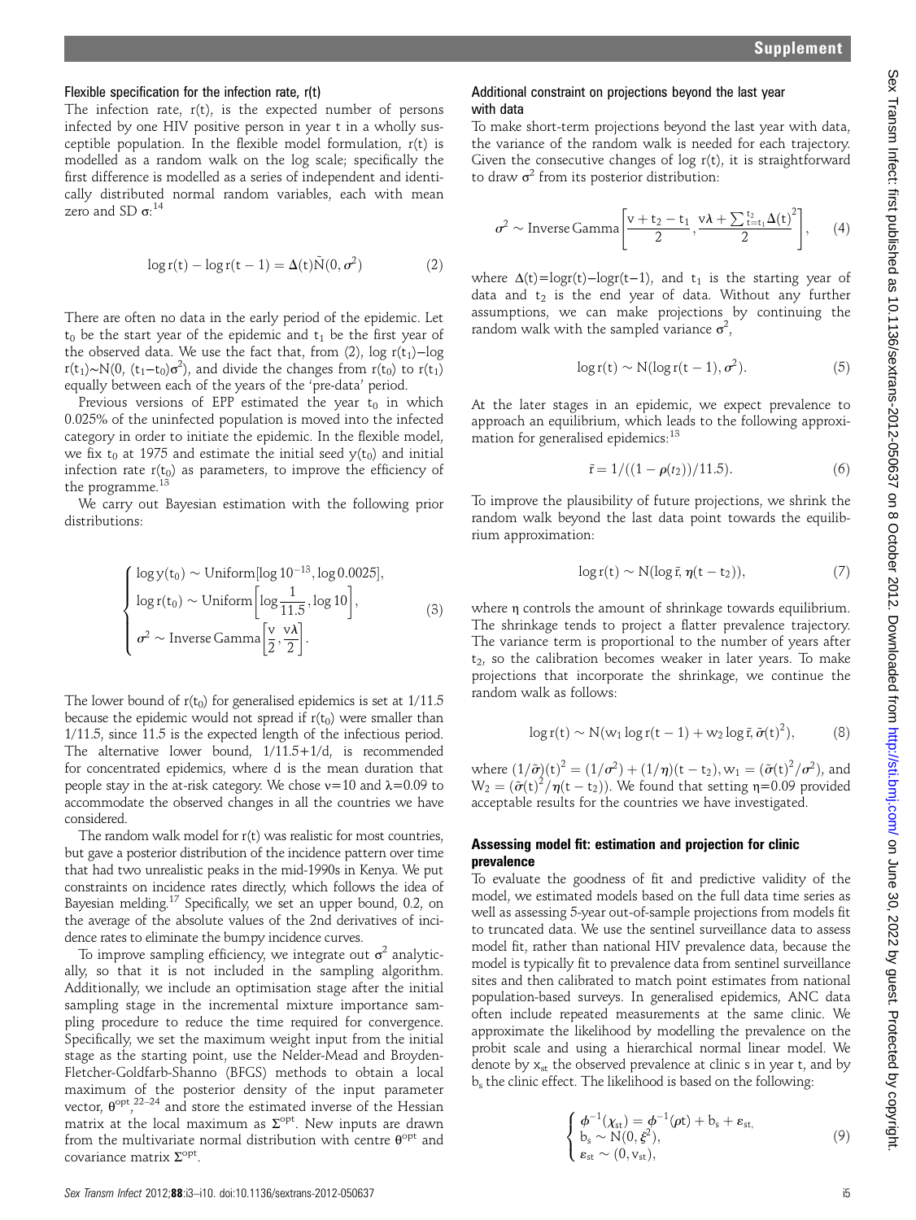### Flexible specification for the infection rate, r(t)

The infection rate, r(t), is the expected number of persons infected by one HIV positive person in year t in a wholly susceptible population. In the flexible model formulation, r(t) is modelled as a random walk on the log scale; specifically the first difference is modelled as a series of independent and identically distributed normal random variables, each with mean zero and SD σ:[14]

$$\log r(t) - \log r(t-1) = \Delta(t)\tilde{N}(0, \sigma^2) \quad (2)$$

There are often no data in the early period of the epidemic. Let $t_0$ be the start year of the epidemic and $t_1$ be the first year of the observed data. We use the fact that, from (2), $\log r(t_1) - \log r(t_1) \sim N(0, (t_1 - t_0)\sigma^2)$, and divide the changes from $r(t_0)$ to $r(t_1)$ equally between each of the years of the 'pre-data' period.

Previous versions of EPP estimated the year $t_0$ in which 0.025% of the uninfected population is moved into the infected category in order to initiate the epidemic. In the flexible model, we fix $t_0$ at 1975 and estimate the initial seed $y(t_0)$ and initial infection rate $r(t_0)$ as parameters, to improve the efficiency of the programme.[13]

We carry out Bayesian estimation with the following prior distributions:

$$\begin{cases} \log y(t_0) \sim \text{Uniform}[\log 10^{-13}, \log 0.0025], \\ \log r(t_0) \sim \text{Uniform}\left[\log \frac{1}{11.5}, \log 10\right], \\ \sigma^2 \sim \text{Inverse Gamma}\left[\frac{v}{2}, \frac{v\lambda}{2}\right]. \end{cases} \quad (3)$$

The lower bound of $r(t_0)$ for generalised epidemics is set at 1/11.5 because the epidemic would not spread if $r(t_0)$ were smaller than 1/11.5, since 11.5 is the expected length of the infectious period. The alternative lower bound, 1/11.5+1/d, is recommended for concentrated epidemics, where d is the mean duration that people stay in the at-risk category. We chose $v=10$ and $\lambda=0.09$ to accommodate the observed changes in all the countries we have considered.

The random walk model for r(t) was realistic for most countries, but gave a posterior distribution of the incidence pattern over time that had two unrealistic peaks in the mid-1990s in Kenya. We put constraints on incidence rates directly, which follows the idea of Bayesian melding.[17] Specifically, we set an upper bound, 0.2, on the average of the absolute values of the 2nd derivatives of incidence rates to eliminate the bumpy incidence curves.

To improve sampling efficiency, we integrate out $\sigma^2$ analytically, so that it is not included in the sampling algorithm. Additionally, we include an optimisation stage after the initial sampling stage in the incremental mixture importance sampling procedure to reduce the time required for convergence. Specifically, we set the maximum weight input from the initial stage as the starting point, use the Nelder-Mead and Broyden-Fletcher-Goldfarb-Shanno (BFGS) methods to obtain a local maximum of the posterior density of the input parameter vector, $\theta^{opt}$,[22–24] and store the estimated inverse of the Hessian matrix at the local maximum as $\Sigma^{opt}$. New inputs are drawn from the multivariate normal distribution with centre $\theta^{opt}$ and covariance matrix $\Sigma^{opt}$.

### Additional constraint on projections beyond the last year with data

To make short-term projections beyond the last year with data, the variance of the random walk is needed for each trajectory. Given the consecutive changes of log r(t), it is straightforward to draw $\sigma^2$ from its posterior distribution:

$$\sigma^2 \sim \text{Inverse Gamma}\left[\frac{v + t_2 - t_1}{2}, \frac{v\lambda + \sum_{t=t_1}^{t_2} \Delta(t)^2}{2}\right], \quad (4)$$

where $\Delta(t) = \log r(t) - \log r(t-1)$, and $t_1$ is the starting year of data and $t_2$ is the end year of data. Without any further assumptions, we can make projections by continuing the random walk with the sampled variance $\sigma^2$,

$$\log r(t) \sim N(\log r(t-1), \sigma^2). \quad (5)$$

At the later stages in an epidemic, we expect prevalence to approach an equilibrium, which leads to the following approximation for generalised epidemics:[13]

$$\bar{r} = 1/((1 - \rho(t_2))/11.5). \quad (6)$$

To improve the plausibility of future projections, we shrink the random walk beyond the last data point towards the equilibrium approximation:

$$\log r(t) \sim N(\log \bar{r}, \eta(t - t_2)), \quad (7)$$

where η controls the amount of shrinkage towards equilibrium. The shrinkage tends to project a flatter prevalence trajectory. The variance term is proportional to the number of years after $t_2$, so the calibration becomes weaker in later years. To make projections that incorporate the shrinkage, we continue the random walk as follows:

$$\log r(t) \sim N(w_1 \log r(t-1) + w_2 \log \bar{r}, \tilde{\sigma}(t)^2), \quad (8)$$

where $(1/\tilde{\sigma})(t)^2 = (1/\sigma^2) + (1/\eta)(t - t_2), w_1 = (\tilde{\sigma}(t)^2/\sigma^2)$, and $W_2 = (\tilde{\sigma}(t)^2/\eta(t - t_2))$. We found that setting $\eta=0.09$ provided acceptable results for the countries we have investigated.

### Assessing model fit: estimation and projection for clinic prevalence

To evaluate the goodness of fit and predictive validity of the model, we estimated models based on the full data time series as well as assessing 5-year out-of-sample projections from models fit to truncated data. We use the sentinel surveillance data to assess model fit, rather than national HIV prevalence data, because the model is typically fit to prevalence data from sentinel surveillance sites and then calibrated to match point estimates from national population-based surveys. In generalised epidemics, ANC data often include repeated measurements at the same clinic. We approximate the likelihood by modelling the prevalence on the probit scale and using a hierarchical normal linear model. We denote by $x_{st}$ the observed prevalence at clinic s in year t, and by $b_s$ the clinic effect. The likelihood is based on the following:

$$\begin{cases} \phi^{-1}(\chi_{st}) = \phi^{-1}(\rho t) + b_s + \varepsilon_{st}, \\ b_s \sim N(0, \xi^2), \\ \varepsilon_{st} \sim (0, v_{st}), \end{cases} \quad (9)$$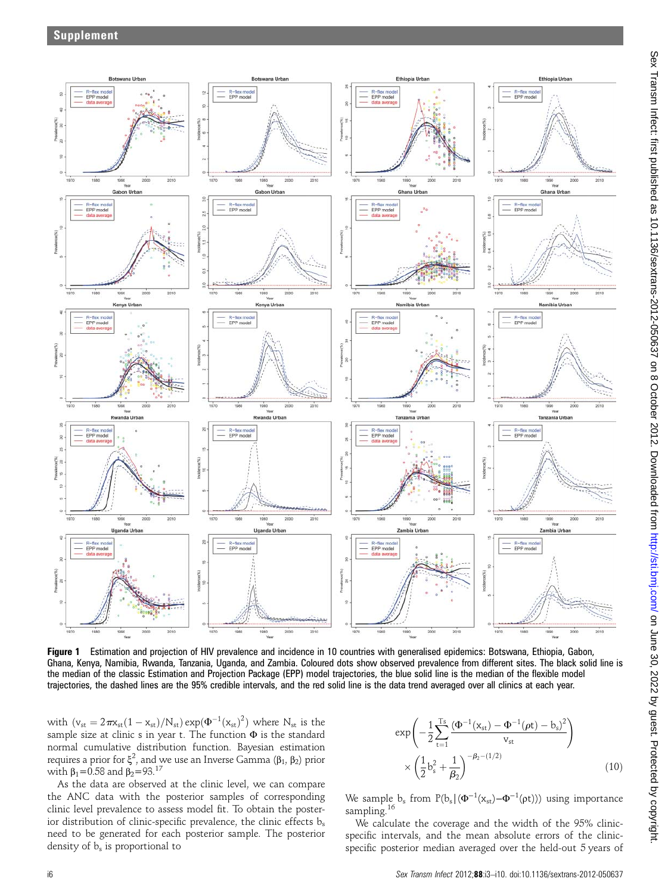**Figure 1** Estimation and projection of HIV prevalence and incidence in 10 countries with generalised epidemics: Botswana, Ethiopia, Gabon, Ghana, Kenya, Namibia, Rwanda, Tanzania, Uganda, and Zambia. Coloured dots show observed prevalence from different sites. The black solid line is the median of the classic Estimation and Projection Package (EPP) model trajectories, the blue solid line is the median of the flexible model trajectories, the dashed lines are the 95% credible intervals, and the red solid line is the data trend averaged over all clinics at each year.

with $(v_{st} = 2\pi x_{st}(1 - x_{st})/N_{st}) \exp(\Phi^{-1}(x_{st})^2)$ where $N_{st}$ is the sample size at clinic s in year t. The function $\Phi$ is the standard normal cumulative distribution function. Bayesian estimation requires a prior for $\xi^2$, and we use an Inverse Gamma ($\beta_1$, $\beta_2$) prior with $\beta_1$=0.58 and $\beta_2$=93.[17]

As the data are observed at the clinic level, we can compare the ANC data with the posterior samples of corresponding clinic level prevalence to assess model fit. To obtain the posterior distribution of clinic-specific prevalence, the clinic effects $b_s$ need to be generated for each posterior sample. The posterior density of $b_s$ is proportional to

$$\exp\left(-\frac{1}{2}\sum_{t=1}^{T_s}\frac{(\Phi^{-1}(x_{st}) - \Phi^{-1}(\rho t) - b_s)^2}{v_{st}}\right) \times \left(\frac{1}{2}b_s^2 + \frac{1}{\beta_2}\right)^{-\beta_2-(1/2)} \quad (10)$$

We sample $b_s$ from $P(b_s|(\Phi^{-1}(x_{st}) - \Phi^{-1}(\rho t)))$ using importance sampling.[16]

We calculate the coverage and the width of the 95% clinic-specific intervals, and the mean absolute errors of the clinic-specific posterior median averaged over the held-out 5 years of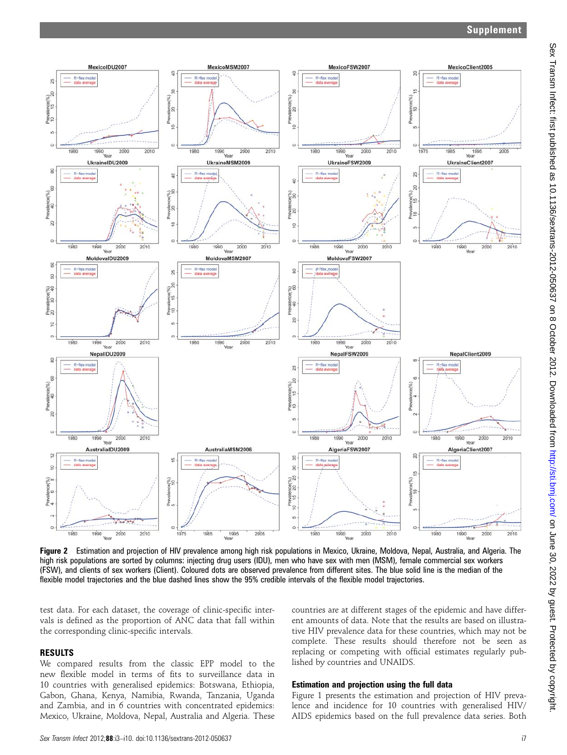**Figure 2** Estimation and projection of HIV prevalence among high risk populations in Mexico, Ukraine, Moldova, Nepal, Australia, and Algeria. The high risk populations are sorted by columns: injecting drug users (IDU), men who have sex with men (MSM), female commercial sex workers (FSW), and clients of sex workers (Client). Coloured dots are observed prevalence from different sites. The blue solid line is the median of the flexible model trajectories and the blue dashed lines show the 95% credible intervals of the flexible model trajectories.

test data. For each dataset, the coverage of clinic-specific intervals is defined as the proportion of ANC data that fall within the corresponding clinic-specific intervals.

## RESULTS

We compared results from the classic EPP model to the new flexible model in terms of fits to surveillance data in 10 countries with generalised epidemics: Botswana, Ethiopia, Gabon, Ghana, Kenya, Namibia, Rwanda, Tanzania, Uganda and Zambia, and in 6 countries with concentrated epidemics: Mexico, Ukraine, Moldova, Nepal, Australia and Algeria. These countries are at different stages of the epidemic and have different amounts of data. Note that the results are based on illustrative HIV prevalence data for these countries, which may not be complete. These results should therefore not be seen as replacing or competing with official estimates regularly published by countries and UNAIDS.

### Estimation and projection using the full data

Figure 1 presents the estimation and projection of HIV prevalence and incidence for 10 countries with generalised HIV/AIDS epidemics based on the full prevalence data series. Both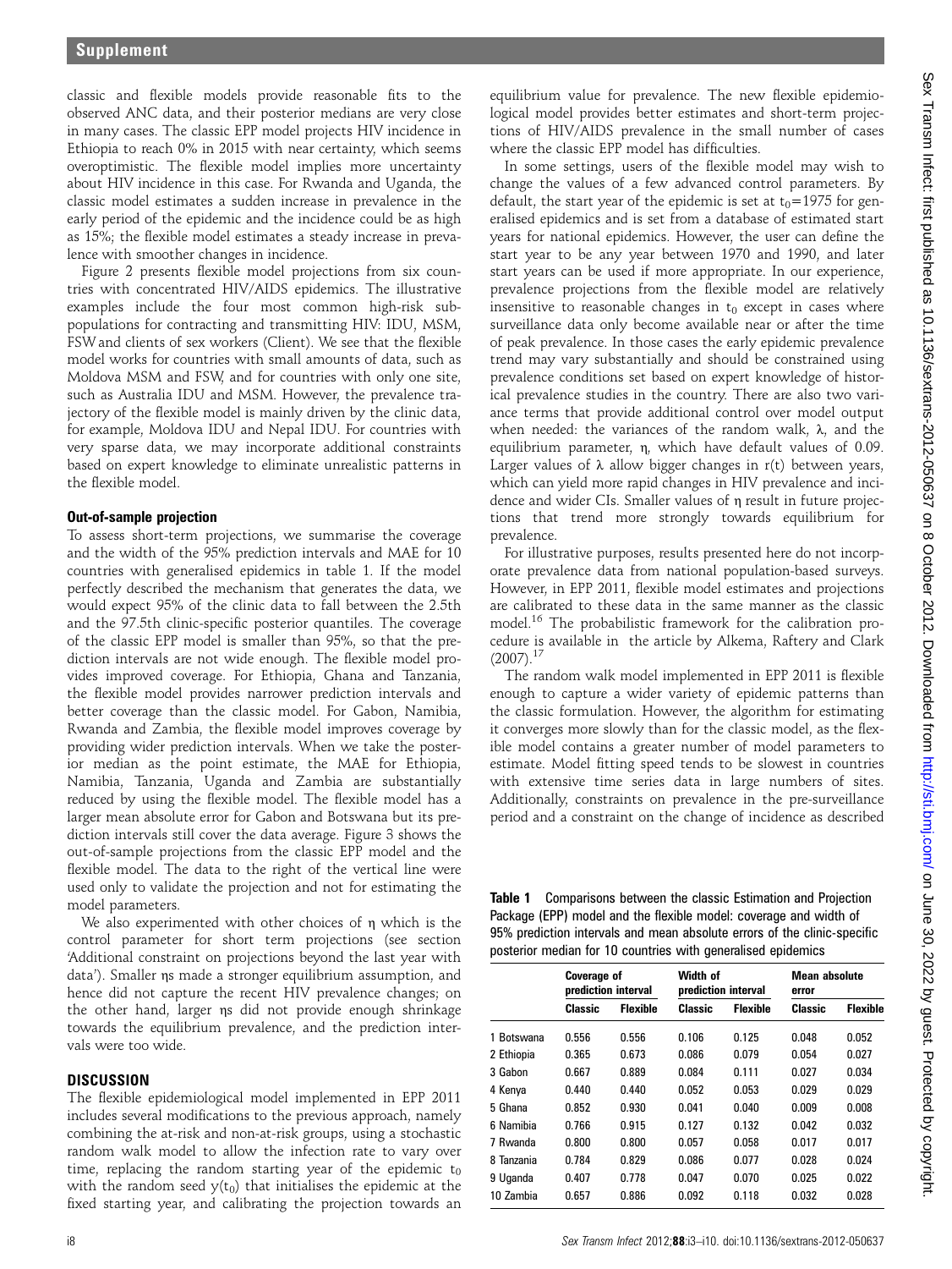classic and flexible models provide reasonable fits to the observed ANC data, and their posterior medians are very close in many cases. The classic EPP model projects HIV incidence in Ethiopia to reach 0% in 2015 with near certainty, which seems overoptimistic. The flexible model implies more uncertainty about HIV incidence in this case. For Rwanda and Uganda, the classic model estimates a sudden increase in prevalence in the early period of the epidemic and the incidence could be as high as 15%; the flexible model estimates a steady increase in prevalence with smoother changes in incidence.

Figure 2 presents flexible model projections from six countries with concentrated HIV/AIDS epidemics. The illustrative examples include the four most common high-risk subpopulations for contracting and transmitting HIV: IDU, MSM, FSW and clients of sex workers (Client). We see that the flexible model works for countries with small amounts of data, such as Moldova MSM and FSW, and for countries with only one site, such as Australia IDU and MSM. However, the prevalence trajectory of the flexible model is mainly driven by the clinic data, for example, Moldova IDU and Nepal IDU. For countries with very sparse data, we may incorporate additional constraints based on expert knowledge to eliminate unrealistic patterns in the flexible model.

### Out-of-sample projection

To assess short-term projections, we summarise the coverage and the width of the 95% prediction intervals and MAE for 10 countries with generalised epidemics in table 1. If the model perfectly described the mechanism that generates the data, we would expect 95% of the clinic data to fall between the 2.5th and the 97.5th clinic-specific posterior quantiles. The coverage of the classic EPP model is smaller than 95%, so that the prediction intervals are not wide enough. The flexible model provides improved coverage. For Ethiopia, Ghana and Tanzania, the flexible model provides narrower prediction intervals and better coverage than the classic model. For Gabon, Namibia, Rwanda and Zambia, the flexible model improves coverage by providing wider prediction intervals. When we take the posterior median as the point estimate, the MAE for Ethiopia, Namibia, Tanzania, Uganda and Zambia are substantially reduced by using the flexible model. The flexible model has a larger mean absolute error for Gabon and Botswana but its prediction intervals still cover the data average. Figure 3 shows the out-of-sample projections from the classic EPP model and the flexible model. The data to the right of the vertical line were used only to validate the projection and not for estimating the model parameters.

We also experimented with other choices of $\eta$ which is the control parameter for short term projections (see section 'Additional constraint on projections beyond the last year with data'). Smaller $\eta$s made a stronger equilibrium assumption, and hence did not capture the recent HIV prevalence changes; on the other hand, larger $\eta$s did not provide enough shrinkage towards the equilibrium prevalence, and the prediction intervals were too wide.

## DISCUSSION

The flexible epidemiological model implemented in EPP 2011 includes several modifications to the previous approach, namely combining the at-risk and non-at-risk groups, using a stochastic random walk model to allow the infection rate to vary over time, replacing the random starting year of the epidemic $t_0$ with the random seed $y(t_0)$ that initialises the epidemic at the fixed starting year, and calibrating the projection towards an equilibrium value for prevalence. The new flexible epidemiological model provides better estimates and short-term projections of HIV/AIDS prevalence in the small number of cases where the classic EPP model has difficulties.

In some settings, users of the flexible model may wish to change the values of a few advanced control parameters. By default, the start year of the epidemic is set at $t_0$=1975 for generalised epidemics and is set from a database of estimated start years for national epidemics. However, the user can define the start year to be any year between 1970 and 1990, and later start years can be used if more appropriate. In our experience, prevalence projections from the flexible model are relatively insensitive to reasonable changes in $t_0$ except in cases where surveillance data only become available near or after the time of peak prevalence. In those cases the early epidemic prevalence trend may vary substantially and should be constrained using prevalence conditions set based on expert knowledge of historical prevalence studies in the country. There are also two variance terms that provide additional control over model output when needed: the variances of the random walk, $\lambda$, and the equilibrium parameter, $\eta$, which have default values of 0.09. Larger values of $\lambda$ allow bigger changes in r(t) between years, which can yield more rapid changes in HIV prevalence and incidence and wider CIs. Smaller values of $\eta$ result in future projections that trend more strongly towards equilibrium for prevalence.

For illustrative purposes, results presented here do not incorporate prevalence data from national population-based surveys. However, in EPP 2011, flexible model estimates and projections are calibrated to these data in the same manner as the classic model.[16] The probabilistic framework for the calibration procedure is available in the article by Alkema, Raftery and Clark (2007).[17]

The random walk model implemented in EPP 2011 is flexible enough to capture a wider variety of epidemic patterns than the classic formulation. However, the algorithm for estimating it converges more slowly than for the classic model, as the flexible model contains a greater number of model parameters to estimate. Model fitting speed tends to be slowest in countries with extensive time series data in large numbers of sites. Additionally, constraints on prevalence in the pre-surveillance period and a constraint on the change of incidence as described

**Table 1** Comparisons between the classic Estimation and Projection Package (EPP) model and the flexible model: coverage and width of 95% prediction intervals and mean absolute errors of the clinic-specific posterior median for 10 countries with generalised epidemics

| | Coverage of prediction interval | | Width of prediction interval | | Mean absolute error | |
|---|---|---|---|---|---|---|
| | Classic | Flexible | Classic | Flexible | Classic | Flexible |
| 1 Botswana | 0.556 | 0.556 | 0.106 | 0.125 | 0.048 | 0.052 |
| 2 Ethiopia | 0.365 | 0.673 | 0.086 | 0.079 | 0.054 | 0.027 |
| 3 Gabon | 0.667 | 0.889 | 0.084 | 0.111 | 0.027 | 0.034 |
| 4 Kenya | 0.440 | 0.440 | 0.052 | 0.053 | 0.029 | 0.029 |
| 5 Ghana | 0.852 | 0.930 | 0.041 | 0.040 | 0.009 | 0.008 |
| 6 Namibia | 0.766 | 0.915 | 0.127 | 0.132 | 0.042 | 0.032 |
| 7 Rwanda | 0.800 | 0.800 | 0.057 | 0.058 | 0.017 | 0.017 |
| 8 Tanzania | 0.784 | 0.829 | 0.086 | 0.077 | 0.028 | 0.024 |
| 9 Uganda | 0.407 | 0.778 | 0.047 | 0.070 | 0.025 | 0.022 |
| 10 Zambia | 0.657 | 0.886 | 0.092 | 0.118 | 0.032 | 0.028 |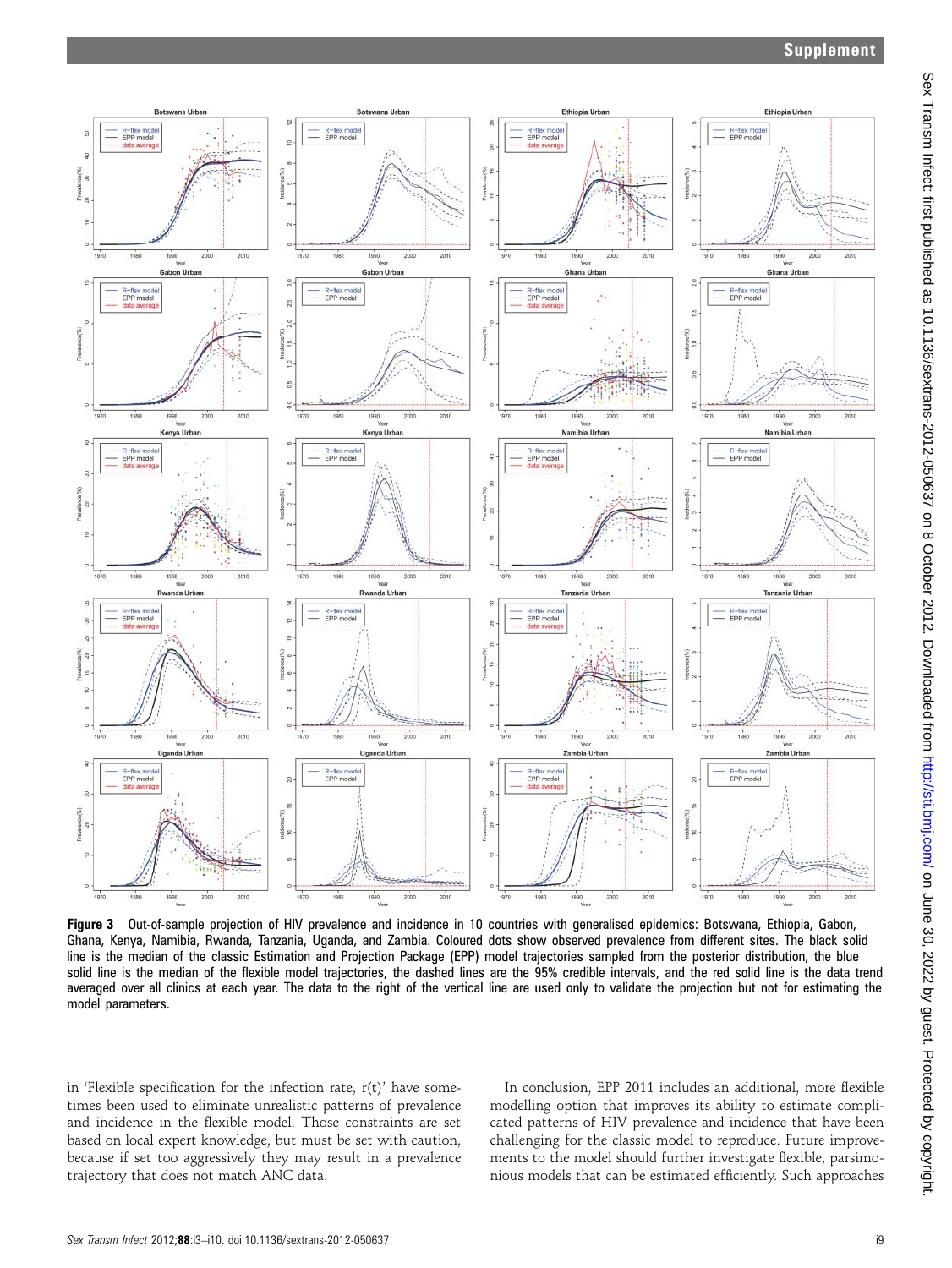**Figure 3** Out-of-sample projection of HIV prevalence and incidence in 10 countries with generalised epidemics: Botswana, Ethiopia, Gabon, Ghana, Kenya, Namibia, Rwanda, Tanzania, Uganda, and Zambia. Coloured dots show observed prevalence from different sites. The black solid line is the median of the classic Estimation and Projection Package (EPP) model trajectories sampled from the posterior distribution, the blue solid line is the median of the flexible model trajectories, the dashed lines are the 95% credible intervals, and the red solid line is the data trend averaged over all clinics at each year. The data to the right of the vertical line are used only to validate the projection but not for estimating the model parameters.

in 'Flexible specification for the infection rate, r(t)' have sometimes been used to eliminate unrealistic patterns of prevalence and incidence in the flexible model. Those constraints are set based on local expert knowledge, but must be set with caution, because if set too aggressively they may result in a prevalence trajectory that does not match ANC data.

In conclusion, EPP 2011 includes an additional, more flexible modelling option that improves its ability to estimate complicated patterns of HIV prevalence and incidence that have been challenging for the classic model to reproduce. Future improvements to the model should further investigate flexible, parsimonious models that can be estimated efficiently. Such approaches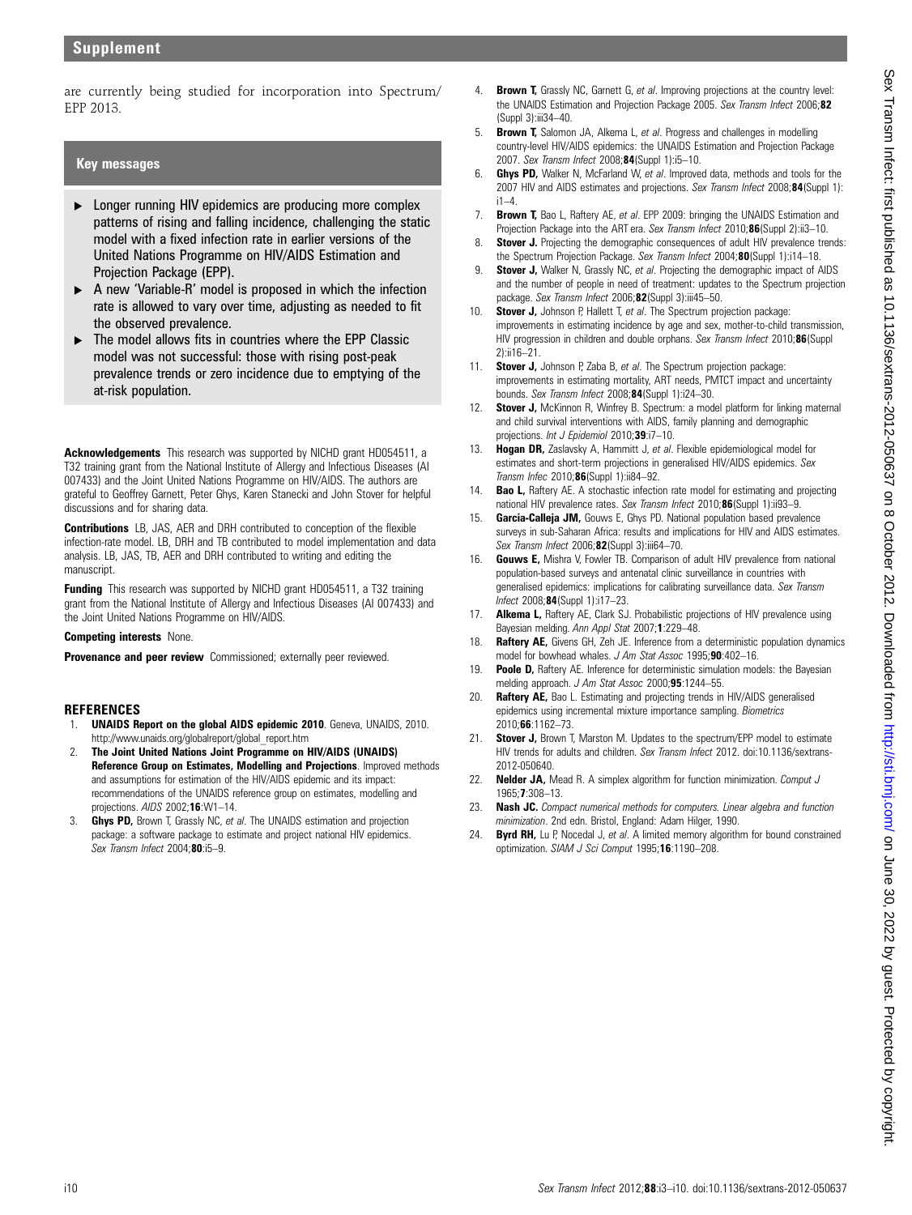are currently being studied for incorporation into Spectrum/EPP 2013.

### Key messages

- Longer running HIV epidemics are producing more complex patterns of rising and falling incidence, challenging the static model with a fixed infection rate in earlier versions of the United Nations Programme on HIV/AIDS Estimation and Projection Package (EPP).
- A new 'Variable-R' model is proposed in which the infection rate is allowed to vary over time, adjusting as needed to fit the observed prevalence.
- The model allows fits in countries where the EPP Classic model was not successful: those with rising post-peak prevalence trends or zero incidence due to emptying of the at-risk population.

**Acknowledgements** This research was supported by NICHD grant HD054511, a T32 training grant from the National Institute of Allergy and Infectious Diseases (AI 007433) and the Joint United Nations Programme on HIV/AIDS. The authors are grateful to Geoffrey Garnett, Peter Ghys, Karen Stanecki and John Stover for helpful discussions and for sharing data.

**Contributions** LB, JAS, AER and DRH contributed to conception of the flexible infection-rate model. LB, DRH and TB contributed to model implementation and data analysis. LB, JAS, TB, AER and DRH contributed to writing and editing the manuscript.

**Funding** This research was supported by NICHD grant HD054511, a T32 training grant from the National Institute of Allergy and Infectious Diseases (AI 007433) and the Joint United Nations Programme on HIV/AIDS.

**Competing interests** None.

**Provenance and peer review** Commissioned; externally peer reviewed.

## REFERENCES

1. **UNAIDS Report on the global AIDS epidemic 2010**. Geneva, UNAIDS, 2010. http://www.unaids.org/globalreport/global_report.htm
2. **The Joint United Nations Joint Programme on HIV/AIDS (UNAIDS) Reference Group on Estimates, Modelling and Projections**. Improved methods and assumptions for estimation of the HIV/AIDS epidemic and its impact: recommendations of the UNAIDS reference group on estimates, modelling and projections. *AIDS* 2002;**16**:W1–14.
3. **Ghys PD,** Brown T, Grassly NC, *et al*. The UNAIDS estimation and projection package: a software package to estimate and project national HIV epidemics. *Sex Transm Infect* 2004;**80**:i5–9.
4. **Brown T,** Grassly NC, Garnett G, *et al*. Improving projections at the country level: the UNAIDS Estimation and Projection Package 2005. *Sex Transm Infect* 2006;**82** (Suppl 3):iii34–40.
5. **Brown T,** Salomon JA, Alkema L, *et al*. Progress and challenges in modelling country-level HIV/AIDS epidemics: the UNAIDS Estimation and Projection Package 2007. *Sex Transm Infect* 2008;**84**(Suppl 1):i5–10.
6. **Ghys PD,** Walker N, McFarland W, *et al*. Improved data, methods and tools for the 2007 HIV and AIDS estimates and projections. *Sex Transm Infect* 2008;**84**(Suppl 1): i1–4.
7. **Brown T,** Bao L, Raftery AE, *et al*. EPP 2009: bringing the UNAIDS Estimation and Projection Package into the ART era. *Sex Transm Infect* 2010;**86**(Suppl 2):ii3–10.
8. **Stover J.** Projecting the demographic consequences of adult HIV prevalence trends: the Spectrum Projection Package. *Sex Transm Infect* 2004;**80**(Suppl 1):i14–18.
9. **Stover J,** Walker N, Grassly NC, *et al*. Projecting the demographic impact of AIDS and the number of people in need of treatment: updates to the Spectrum projection package. *Sex Transm Infect* 2006;**82**(Suppl 3):iii45–50.
10. **Stover J,** Johnson P, Hallett T, *et al*. The Spectrum projection package: improvements in estimating incidence by age and sex, mother-to-child transmission, HIV progression in children and double orphans. *Sex Transm Infect* 2010;**86**(Suppl 2):ii16–21.
11. **Stover J,** Johnson P, Zaba B, *et al*. The Spectrum projection package: improvements in estimating mortality, ART needs, PMTCT impact and uncertainty bounds. *Sex Transm Infect* 2008;**84**(Suppl 1):i24–30.
12. **Stover J,** McKinnon R, Winfrey B. Spectrum: a model platform for linking maternal and child survival interventions with AIDS, family planning and demographic projections. *Int J Epidemiol* 2010;**39**:i7–10.
13. **Hogan DR,** Zaslavsky A, Hammitt J, *et al*. Flexible epidemiological model for estimates and short-term projections in generalised HIV/AIDS epidemics. *Sex Transm Infec* 2010;**86**(Suppl 1):ii84–92.
14. **Bao L,** Raftery AE. A stochastic infection rate model for estimating and projecting national HIV prevalence rates. *Sex Transm Infect* 2010;**86**(Suppl 1):ii93–9.
15. **Garcia-Calleja JM,** Gouws E, Ghys PD. National population based prevalence surveys in sub-Saharan Africa: results and implications for HIV and AIDS estimates. *Sex Transm Infect* 2006;**82**(Suppl 3):iii64–70.
16. **Gouws E,** Mishra V, Fowler TB. Comparison of adult HIV prevalence from national population-based surveys and antenatal clinic surveillance in countries with generalised epidemics: implications for calibrating surveillance data. *Sex Transm Infect* 2008;**84**(Suppl 1):i17–23.
17. **Alkema L,** Raftery AE, Clark SJ. Probabilistic projections of HIV prevalence using Bayesian melding. *Ann Appl Stat* 2007;**1**:229–48.
18. **Raftery AE,** Givens GH, Zeh JE. Inference from a deterministic population dynamics model for bowhead whales. *J Am Stat Assoc* 1995;**90**:402–16.
19. **Poole D,** Raftery AE. Inference for deterministic simulation models: the Bayesian melding approach. *J Am Stat Assoc* 2000;**95**:1244–55.
20. **Raftery AE,** Bao L. Estimating and projecting trends in HIV/AIDS generalised epidemics using incremental mixture importance sampling. *Biometrics* 2010;**66**:1162–73.
21. **Stover J,** Brown T, Marston M. Updates to the spectrum/EPP model to estimate HIV trends for adults and children. *Sex Transm Infect* 2012. doi:10.1136/sextrans-2012-050640.
22. **Nelder JA,** Mead R. A simplex algorithm for function minimization. *Comput J* 1965;**7**:308–13.
23. **Nash JC.** *Compact numerical methods for computers. Linear algebra and function minimization*. 2nd edn. Bristol, England: Adam Hilger, 1990.
24. **Byrd RH,** Lu P, Nocedal J, *et al*. A limited memory algorithm for bound constrained optimization. *SIAM J Sci Comput* 1995;**16**:1190–208.